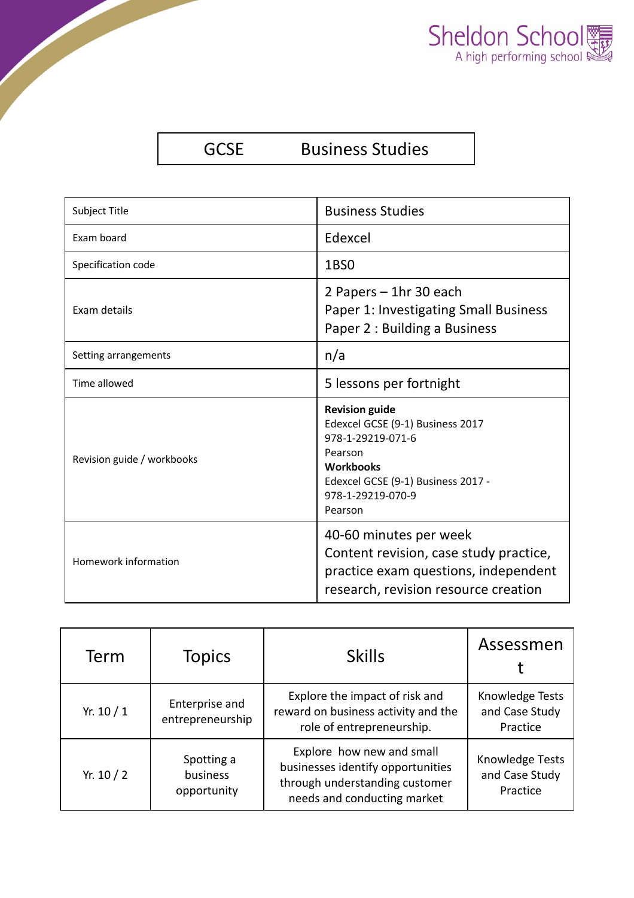Sheldon School
A high performing school

# GCSE Business Studies

| Subject Title | Business Studies |
|---|---|
| Exam board | Edexcel |
| Specification code | 1BS0 |
| Exam details | 2 Papers – 1hr 30 each<br>Paper 1: Investigating Small Business<br>Paper 2 : Building a Business |
| Setting arrangements | n/a |
| Time allowed | 5 lessons per fortnight |
| Revision guide / workbooks | **Revision guide**<br>Edexcel GCSE (9-1) Business 2017<br>978-1-29219-071-6<br>Pearson<br>**Workbooks**<br>Edexcel GCSE (9-1) Business 2017 -<br>978-1-29219-070-9<br>Pearson |
| Homework information | 40-60 minutes per week<br>Content revision, case study practice, practice exam questions, independent research, revision resource creation |

| Term | Topics | Skills | Assessment |
|---|---|---|---|
| Yr. 10 / 1 | Enterprise and entrepreneurship | Explore the impact of risk and reward on business activity and the role of entrepreneurship. | Knowledge Tests and Case Study Practice |
| Yr. 10 / 2 | Spotting a business opportunity | Explore how new and small businesses identify opportunities through understanding customer needs and conducting market | Knowledge Tests and Case Study Practice |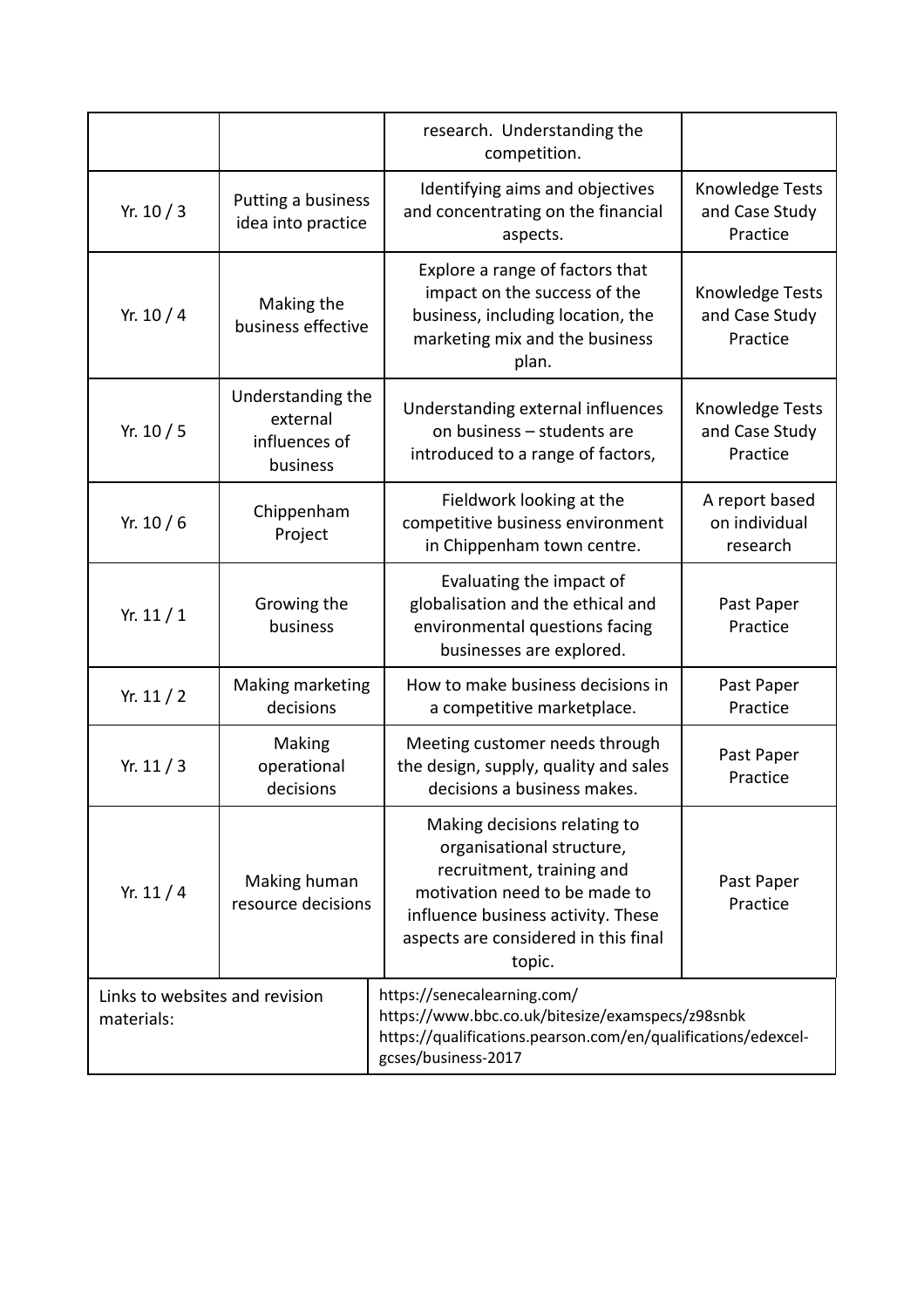| | | | |
|---|---|---|---|
| | | research. Understanding the competition. | |
| Yr. 10 / 3 | Putting a business idea into practice | Identifying aims and objectives and concentrating on the financial aspects. | Knowledge Tests and Case Study Practice |
| Yr. 10 / 4 | Making the business effective | Explore a range of factors that impact on the success of the business, including location, the marketing mix and the business plan. | Knowledge Tests and Case Study Practice |
| Yr. 10 / 5 | Understanding the external influences of business | Understanding external influences on business – students are introduced to a range of factors, | Knowledge Tests and Case Study Practice |
| Yr. 10 / 6 | Chippenham Project | Fieldwork looking at the competitive business environment in Chippenham town centre. | A report based on individual research |
| Yr. 11 / 1 | Growing the business | Evaluating the impact of globalisation and the ethical and environmental questions facing businesses are explored. | Past Paper Practice |
| Yr. 11 / 2 | Making marketing decisions | How to make business decisions in a competitive marketplace. | Past Paper Practice |
| Yr. 11 / 3 | Making operational decisions | Meeting customer needs through the design, supply, quality and sales decisions a business makes. | Past Paper Practice |
| Yr. 11 / 4 | Making human resource decisions | Making decisions relating to organisational structure, recruitment, training and motivation need to be made to influence business activity. These aspects are considered in this final topic. | Past Paper Practice |
| Links to websites and revision materials: | | https://senecalearning.com/ https://www.bbc.co.uk/bitesize/examspecs/z98snbk https://qualifications.pearson.com/en/qualifications/edexcel-gcses/business-2017 | |